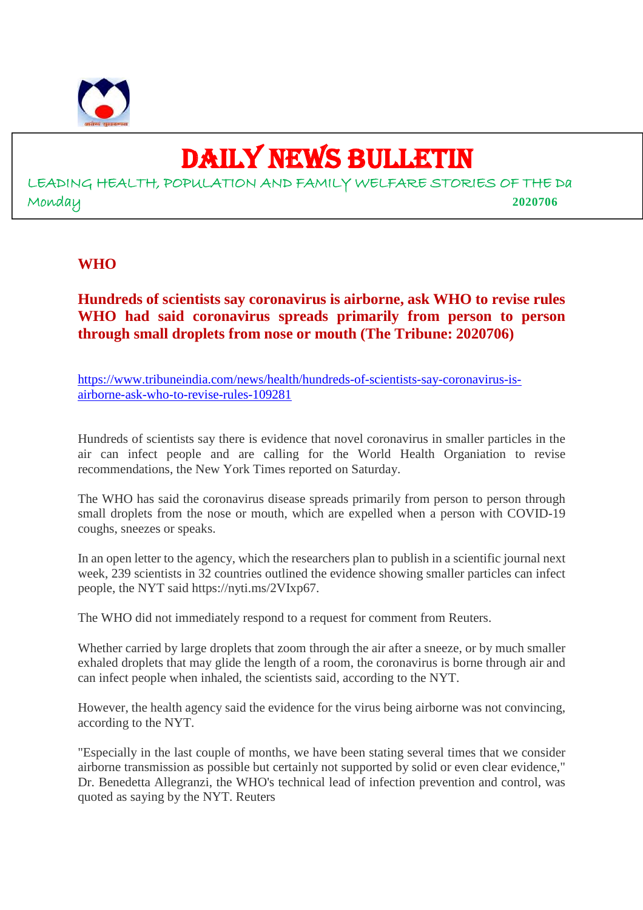# DAILY NEWS BULLETIN

LEADING HEALTH, POPULATION AND FAMILY WELFARE STORIES OF THE Da

Monday **2020706**

## WHO

### Hundreds of scientists say coronavirus is airborne, ask WHO to revise rules WHO had said coronavirus spreads primarily from person to person through small droplets from nose or mouth (The Tribune: 2020706)

https://www.tribuneindia.com/news/health/hundreds-of-scientists-say-coronavirus-is-airborne-ask-who-to-revise-rules-109281

Hundreds of scientists say there is evidence that novel coronavirus in smaller particles in the air can infect people and are calling for the World Health Organiation to revise recommendations, the New York Times reported on Saturday.

The WHO has said the coronavirus disease spreads primarily from person to person through small droplets from the nose or mouth, which are expelled when a person with COVID-19 coughs, sneezes or speaks.

In an open letter to the agency, which the researchers plan to publish in a scientific journal next week, 239 scientists in 32 countries outlined the evidence showing smaller particles can infect people, the NYT said https://nyti.ms/2VIxp67.

The WHO did not immediately respond to a request for comment from Reuters.

Whether carried by large droplets that zoom through the air after a sneeze, or by much smaller exhaled droplets that may glide the length of a room, the coronavirus is borne through air and can infect people when inhaled, the scientists said, according to the NYT.

However, the health agency said the evidence for the virus being airborne was not convincing, according to the NYT.

"Especially in the last couple of months, we have been stating several times that we consider airborne transmission as possible but certainly not supported by solid or even clear evidence," Dr. Benedetta Allegranzi, the WHO's technical lead of infection prevention and control, was quoted as saying by the NYT. Reuters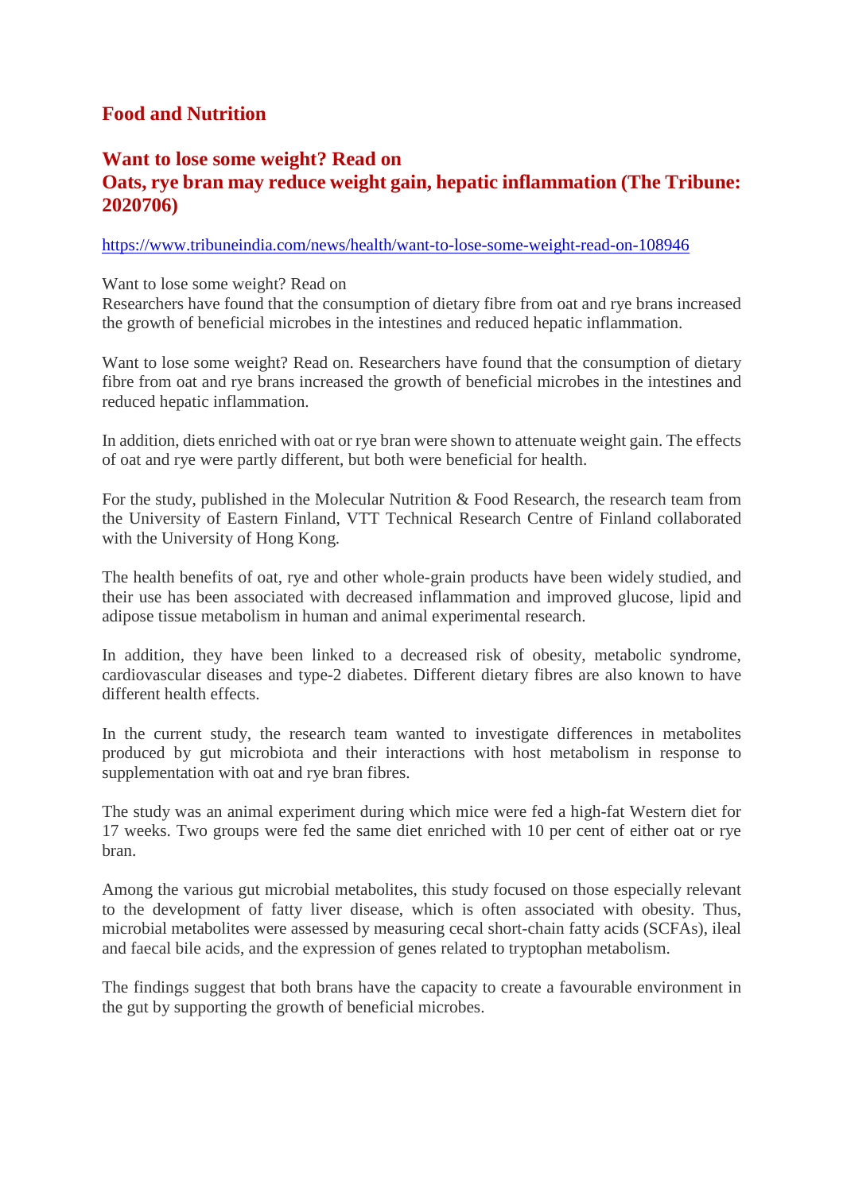## Food and Nutrition

### Want to lose some weight? Read on
### Oats, rye bran may reduce weight gain, hepatic inflammation (The Tribune: 2020706)

https://www.tribuneindia.com/news/health/want-to-lose-some-weight-read-on-108946

Want to lose some weight? Read on
Researchers have found that the consumption of dietary fibre from oat and rye brans increased the growth of beneficial microbes in the intestines and reduced hepatic inflammation.

Want to lose some weight? Read on. Researchers have found that the consumption of dietary fibre from oat and rye brans increased the growth of beneficial microbes in the intestines and reduced hepatic inflammation.

In addition, diets enriched with oat or rye bran were shown to attenuate weight gain. The effects of oat and rye were partly different, but both were beneficial for health.

For the study, published in the Molecular Nutrition & Food Research, the research team from the University of Eastern Finland, VTT Technical Research Centre of Finland collaborated with the University of Hong Kong.

The health benefits of oat, rye and other whole-grain products have been widely studied, and their use has been associated with decreased inflammation and improved glucose, lipid and adipose tissue metabolism in human and animal experimental research.

In addition, they have been linked to a decreased risk of obesity, metabolic syndrome, cardiovascular diseases and type-2 diabetes. Different dietary fibres are also known to have different health effects.

In the current study, the research team wanted to investigate differences in metabolites produced by gut microbiota and their interactions with host metabolism in response to supplementation with oat and rye bran fibres.

The study was an animal experiment during which mice were fed a high-fat Western diet for 17 weeks. Two groups were fed the same diet enriched with 10 per cent of either oat or rye bran.

Among the various gut microbial metabolites, this study focused on those especially relevant to the development of fatty liver disease, which is often associated with obesity. Thus, microbial metabolites were assessed by measuring cecal short-chain fatty acids (SCFAs), ileal and faecal bile acids, and the expression of genes related to tryptophan metabolism.

The findings suggest that both brans have the capacity to create a favourable environment in the gut by supporting the growth of beneficial microbes.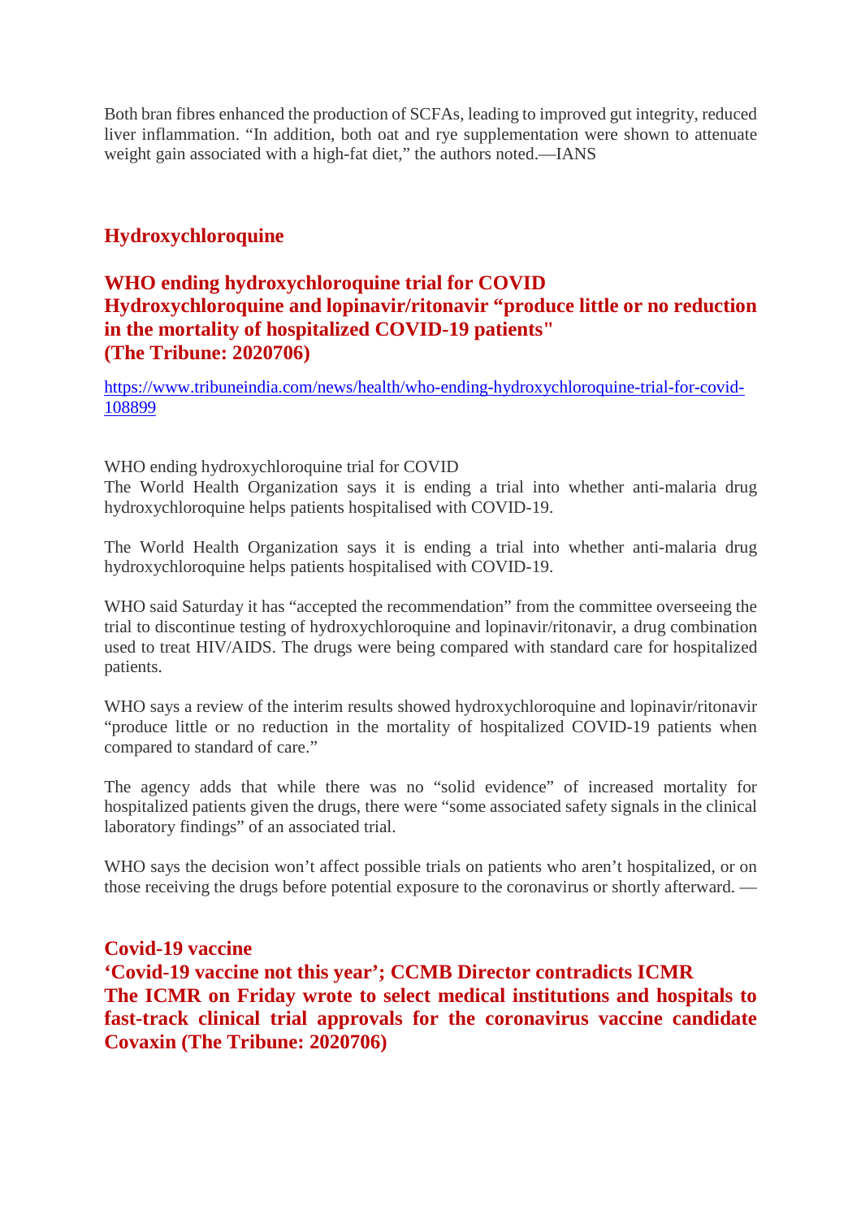Both bran fibres enhanced the production of SCFAs, leading to improved gut integrity, reduced liver inflammation. "In addition, both oat and rye supplementation were shown to attenuate weight gain associated with a high-fat diet," the authors noted.—IANS

## Hydroxychloroquine

## WHO ending hydroxychloroquine trial for COVID
## Hydroxychloroquine and lopinavir/ritonavir "produce little or no reduction in the mortality of hospitalized COVID-19 patients"
## (The Tribune: 2020706)

https://www.tribuneindia.com/news/health/who-ending-hydroxychloroquine-trial-for-covid-108899

WHO ending hydroxychloroquine trial for COVID
The World Health Organization says it is ending a trial into whether anti-malaria drug hydroxychloroquine helps patients hospitalised with COVID-19.

The World Health Organization says it is ending a trial into whether anti-malaria drug hydroxychloroquine helps patients hospitalised with COVID-19.

WHO said Saturday it has "accepted the recommendation" from the committee overseeing the trial to discontinue testing of hydroxychloroquine and lopinavir/ritonavir, a drug combination used to treat HIV/AIDS. The drugs were being compared with standard care for hospitalized patients.

WHO says a review of the interim results showed hydroxychloroquine and lopinavir/ritonavir "produce little or no reduction in the mortality of hospitalized COVID-19 patients when compared to standard of care."

The agency adds that while there was no "solid evidence" of increased mortality for hospitalized patients given the drugs, there were "some associated safety signals in the clinical laboratory findings" of an associated trial.

WHO says the decision won't affect possible trials on patients who aren't hospitalized, or on those receiving the drugs before potential exposure to the coronavirus or shortly afterward. —

## Covid-19 vaccine
## 'Covid-19 vaccine not this year'; CCMB Director contradicts ICMR
## The ICMR on Friday wrote to select medical institutions and hospitals to fast-track clinical trial approvals for the coronavirus vaccine candidate Covaxin (The Tribune: 2020706)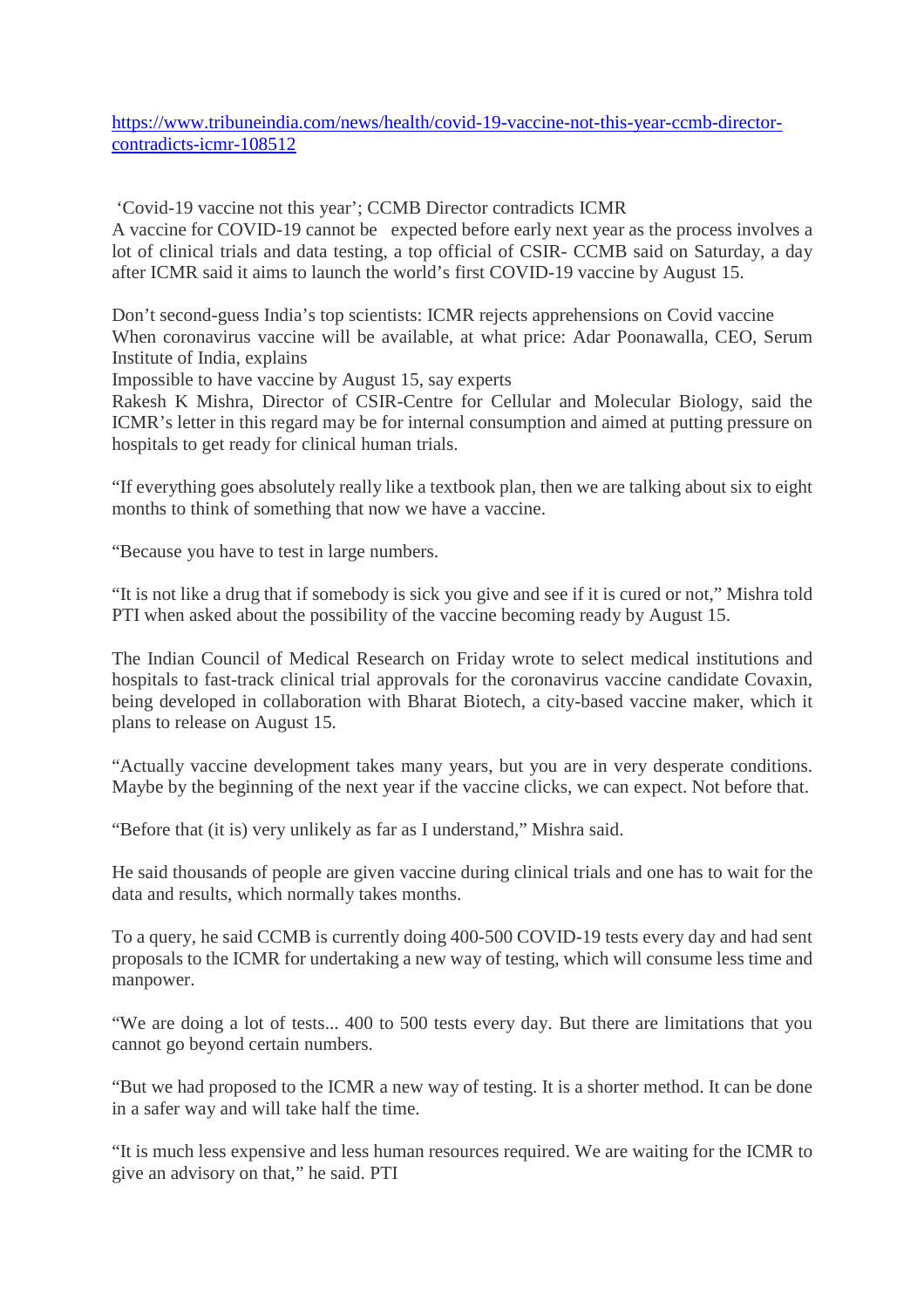https://www.tribuneindia.com/news/health/covid-19-vaccine-not-this-year-ccmb-director-contradicts-icmr-108512

'Covid-19 vaccine not this year'; CCMB Director contradicts ICMR

A vaccine for COVID-19 cannot be expected before early next year as the process involves a lot of clinical trials and data testing, a top official of CSIR- CCMB said on Saturday, a day after ICMR said it aims to launch the world's first COVID-19 vaccine by August 15.

Don't second-guess India's top scientists: ICMR rejects apprehensions on Covid vaccine

When coronavirus vaccine will be available, at what price: Adar Poonawalla, CEO, Serum Institute of India, explains

Impossible to have vaccine by August 15, say experts

Rakesh K Mishra, Director of CSIR-Centre for Cellular and Molecular Biology, said the ICMR's letter in this regard may be for internal consumption and aimed at putting pressure on hospitals to get ready for clinical human trials.

"If everything goes absolutely really like a textbook plan, then we are talking about six to eight months to think of something that now we have a vaccine.

"Because you have to test in large numbers.

"It is not like a drug that if somebody is sick you give and see if it is cured or not," Mishra told PTI when asked about the possibility of the vaccine becoming ready by August 15.

The Indian Council of Medical Research on Friday wrote to select medical institutions and hospitals to fast-track clinical trial approvals for the coronavirus vaccine candidate Covaxin, being developed in collaboration with Bharat Biotech, a city-based vaccine maker, which it plans to release on August 15.

"Actually vaccine development takes many years, but you are in very desperate conditions. Maybe by the beginning of the next year if the vaccine clicks, we can expect. Not before that.

"Before that (it is) very unlikely as far as I understand," Mishra said.

He said thousands of people are given vaccine during clinical trials and one has to wait for the data and results, which normally takes months.

To a query, he said CCMB is currently doing 400-500 COVID-19 tests every day and had sent proposals to the ICMR for undertaking a new way of testing, which will consume less time and manpower.

"We are doing a lot of tests... 400 to 500 tests every day. But there are limitations that you cannot go beyond certain numbers.

"But we had proposed to the ICMR a new way of testing. It is a shorter method. It can be done in a safer way and will take half the time.

"It is much less expensive and less human resources required. We are waiting for the ICMR to give an advisory on that," he said. PTI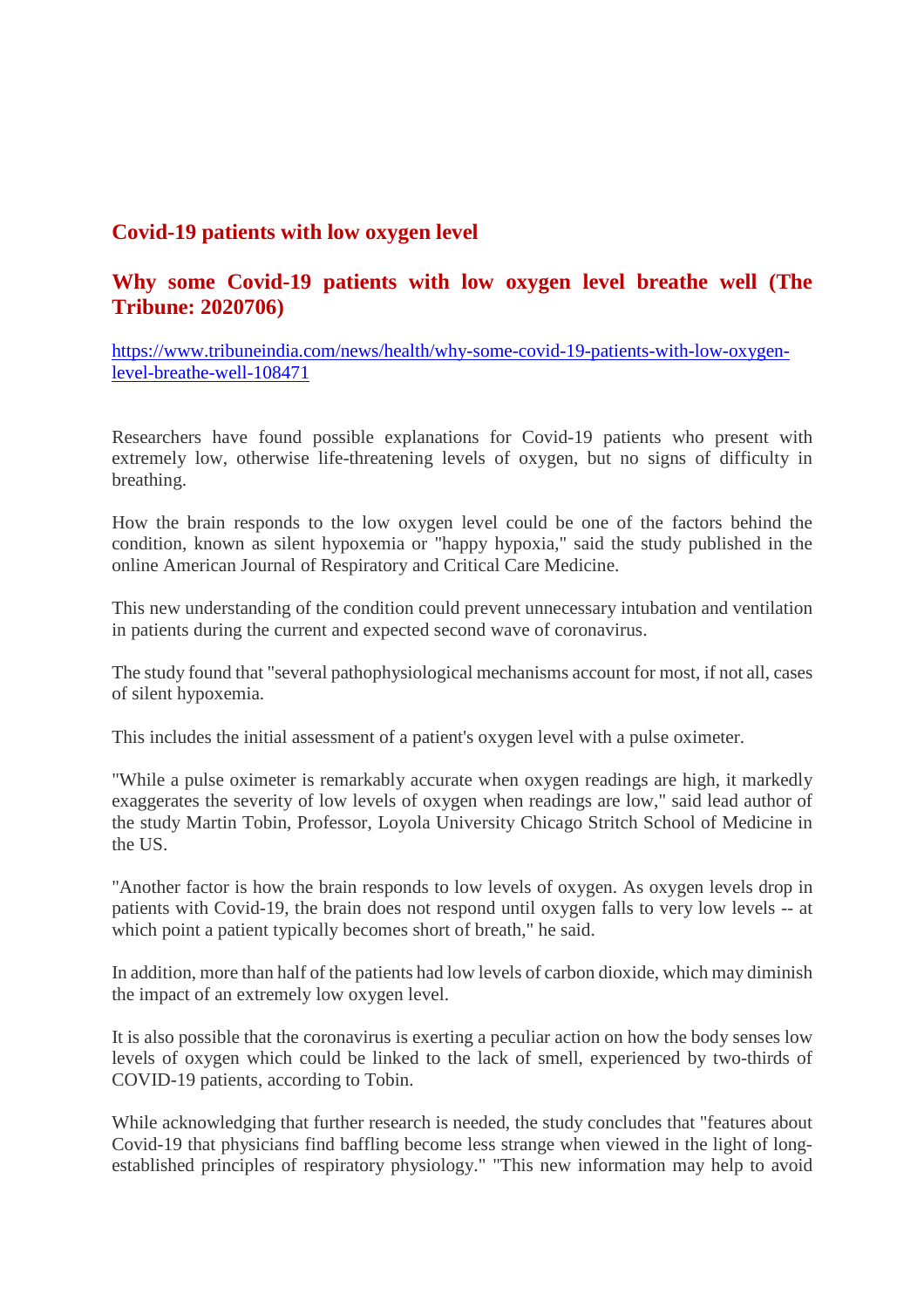## Covid-19 patients with low oxygen level

## Why some Covid-19 patients with low oxygen level breathe well (The Tribune: 2020706)

https://www.tribuneindia.com/news/health/why-some-covid-19-patients-with-low-oxygen-level-breathe-well-108471

Researchers have found possible explanations for Covid-19 patients who present with extremely low, otherwise life-threatening levels of oxygen, but no signs of difficulty in breathing.

How the brain responds to the low oxygen level could be one of the factors behind the condition, known as silent hypoxemia or "happy hypoxia," said the study published in the online American Journal of Respiratory and Critical Care Medicine.

This new understanding of the condition could prevent unnecessary intubation and ventilation in patients during the current and expected second wave of coronavirus.

The study found that "several pathophysiological mechanisms account for most, if not all, cases of silent hypoxemia.

This includes the initial assessment of a patient's oxygen level with a pulse oximeter.

"While a pulse oximeter is remarkably accurate when oxygen readings are high, it markedly exaggerates the severity of low levels of oxygen when readings are low," said lead author of the study Martin Tobin, Professor, Loyola University Chicago Stritch School of Medicine in the US.

"Another factor is how the brain responds to low levels of oxygen. As oxygen levels drop in patients with Covid-19, the brain does not respond until oxygen falls to very low levels -- at which point a patient typically becomes short of breath," he said.

In addition, more than half of the patients had low levels of carbon dioxide, which may diminish the impact of an extremely low oxygen level.

It is also possible that the coronavirus is exerting a peculiar action on how the body senses low levels of oxygen which could be linked to the lack of smell, experienced by two-thirds of COVID-19 patients, according to Tobin.

While acknowledging that further research is needed, the study concludes that "features about Covid-19 that physicians find baffling become less strange when viewed in the light of long-established principles of respiratory physiology." "This new information may help to avoid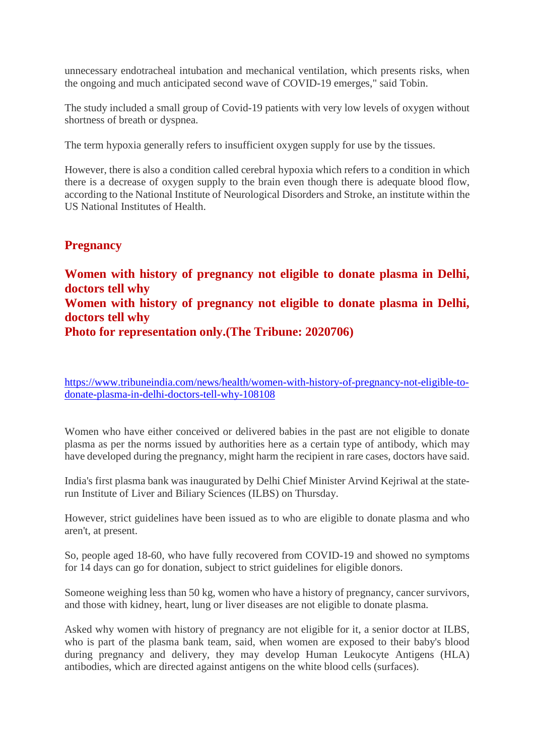unnecessary endotracheal intubation and mechanical ventilation, which presents risks, when the ongoing and much anticipated second wave of COVID-19 emerges," said Tobin.

The study included a small group of Covid-19 patients with very low levels of oxygen without shortness of breath or dyspnea.

The term hypoxia generally refers to insufficient oxygen supply for use by the tissues.

However, there is also a condition called cerebral hypoxia which refers to a condition in which there is a decrease of oxygen supply to the brain even though there is adequate blood flow, according to the National Institute of Neurological Disorders and Stroke, an institute within the US National Institutes of Health.

## Pregnancy

### Women with history of pregnancy not eligible to donate plasma in Delhi, doctors tell why

### Women with history of pregnancy not eligible to donate plasma in Delhi, doctors tell why

### Photo for representation only.(The Tribune: 2020706)

https://www.tribuneindia.com/news/health/women-with-history-of-pregnancy-not-eligible-to-donate-plasma-in-delhi-doctors-tell-why-108108

Women who have either conceived or delivered babies in the past are not eligible to donate plasma as per the norms issued by authorities here as a certain type of antibody, which may have developed during the pregnancy, might harm the recipient in rare cases, doctors have said.

India's first plasma bank was inaugurated by Delhi Chief Minister Arvind Kejriwal at the state-run Institute of Liver and Biliary Sciences (ILBS) on Thursday.

However, strict guidelines have been issued as to who are eligible to donate plasma and who aren't, at present.

So, people aged 18-60, who have fully recovered from COVID-19 and showed no symptoms for 14 days can go for donation, subject to strict guidelines for eligible donors.

Someone weighing less than 50 kg, women who have a history of pregnancy, cancer survivors, and those with kidney, heart, lung or liver diseases are not eligible to donate plasma.

Asked why women with history of pregnancy are not eligible for it, a senior doctor at ILBS, who is part of the plasma bank team, said, when women are exposed to their baby's blood during pregnancy and delivery, they may develop Human Leukocyte Antigens (HLA) antibodies, which are directed against antigens on the white blood cells (surfaces).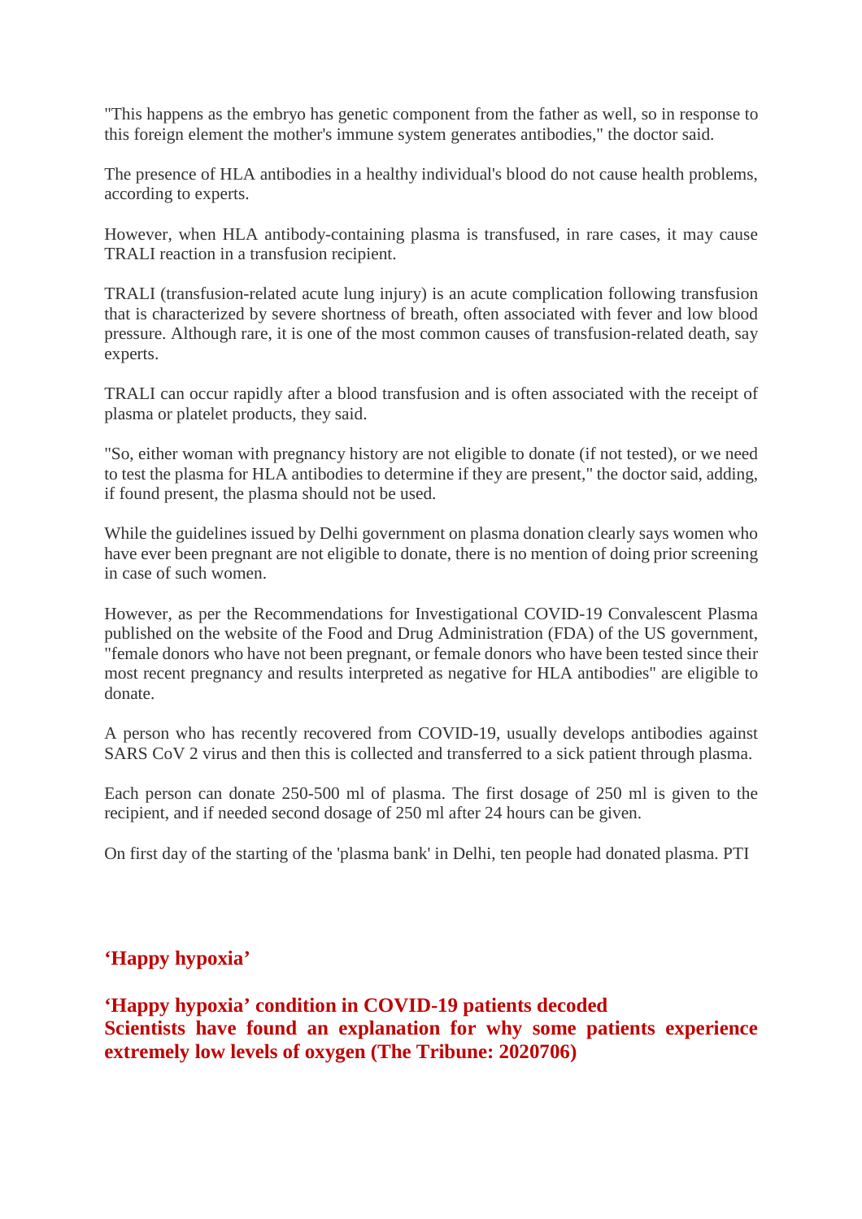"This happens as the embryo has genetic component from the father as well, so in response to this foreign element the mother's immune system generates antibodies," the doctor said.

The presence of HLA antibodies in a healthy individual's blood do not cause health problems, according to experts.

However, when HLA antibody-containing plasma is transfused, in rare cases, it may cause TRALI reaction in a transfusion recipient.

TRALI (transfusion-related acute lung injury) is an acute complication following transfusion that is characterized by severe shortness of breath, often associated with fever and low blood pressure. Although rare, it is one of the most common causes of transfusion-related death, say experts.

TRALI can occur rapidly after a blood transfusion and is often associated with the receipt of plasma or platelet products, they said.

"So, either woman with pregnancy history are not eligible to donate (if not tested), or we need to test the plasma for HLA antibodies to determine if they are present," the doctor said, adding, if found present, the plasma should not be used.

While the guidelines issued by Delhi government on plasma donation clearly says women who have ever been pregnant are not eligible to donate, there is no mention of doing prior screening in case of such women.

However, as per the Recommendations for Investigational COVID-19 Convalescent Plasma published on the website of the Food and Drug Administration (FDA) of the US government, "female donors who have not been pregnant, or female donors who have been tested since their most recent pregnancy and results interpreted as negative for HLA antibodies" are eligible to donate.

A person who has recently recovered from COVID-19, usually develops antibodies against SARS CoV 2 virus and then this is collected and transferred to a sick patient through plasma.

Each person can donate 250-500 ml of plasma. The first dosage of 250 ml is given to the recipient, and if needed second dosage of 250 ml after 24 hours can be given.

On first day of the starting of the 'plasma bank' in Delhi, ten people had donated plasma. PTI

## 'Happy hypoxia'

**'Happy hypoxia' condition in COVID-19 patients decoded**
**Scientists have found an explanation for why some patients experience extremely low levels of oxygen (The Tribune: 2020706)**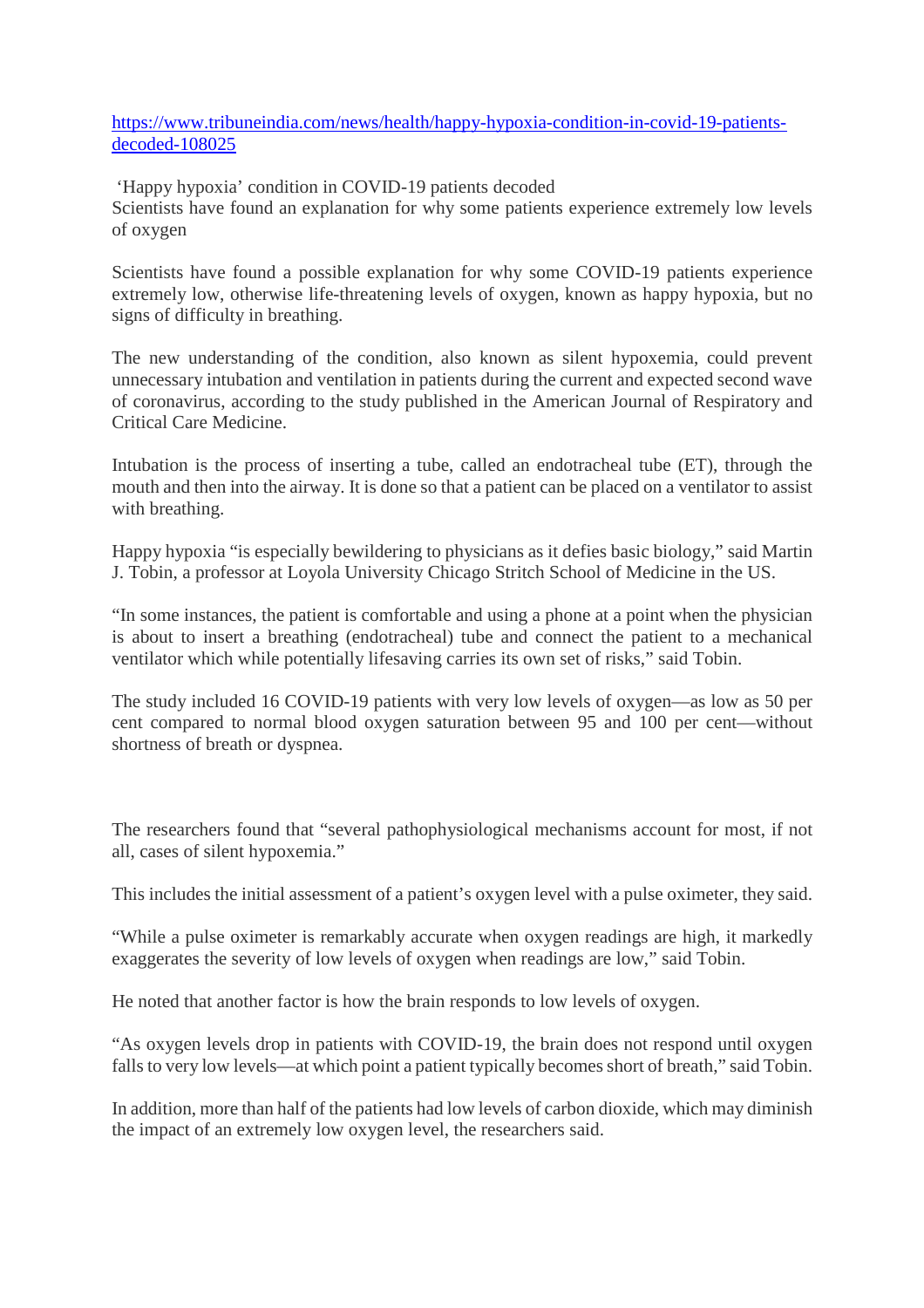[https://www.tribuneindia.com/news/health/happy-hypoxia-condition-in-covid-19-patients-decoded-108025](https://www.tribuneindia.com/news/health/happy-hypoxia-condition-in-covid-19-patients-decoded-108025)

'Happy hypoxia' condition in COVID-19 patients decoded
Scientists have found an explanation for why some patients experience extremely low levels of oxygen

Scientists have found a possible explanation for why some COVID-19 patients experience extremely low, otherwise life-threatening levels of oxygen, known as happy hypoxia, but no signs of difficulty in breathing.

The new understanding of the condition, also known as silent hypoxemia, could prevent unnecessary intubation and ventilation in patients during the current and expected second wave of coronavirus, according to the study published in the American Journal of Respiratory and Critical Care Medicine.

Intubation is the process of inserting a tube, called an endotracheal tube (ET), through the mouth and then into the airway. It is done so that a patient can be placed on a ventilator to assist with breathing.

Happy hypoxia "is especially bewildering to physicians as it defies basic biology," said Martin J. Tobin, a professor at Loyola University Chicago Stritch School of Medicine in the US.

"In some instances, the patient is comfortable and using a phone at a point when the physician is about to insert a breathing (endotracheal) tube and connect the patient to a mechanical ventilator which while potentially lifesaving carries its own set of risks," said Tobin.

The study included 16 COVID-19 patients with very low levels of oxygen—as low as 50 per cent compared to normal blood oxygen saturation between 95 and 100 per cent—without shortness of breath or dyspnea.

The researchers found that "several pathophysiological mechanisms account for most, if not all, cases of silent hypoxemia."

This includes the initial assessment of a patient's oxygen level with a pulse oximeter, they said.

"While a pulse oximeter is remarkably accurate when oxygen readings are high, it markedly exaggerates the severity of low levels of oxygen when readings are low," said Tobin.

He noted that another factor is how the brain responds to low levels of oxygen.

"As oxygen levels drop in patients with COVID-19, the brain does not respond until oxygen falls to very low levels—at which point a patient typically becomes short of breath," said Tobin.

In addition, more than half of the patients had low levels of carbon dioxide, which may diminish the impact of an extremely low oxygen level, the researchers said.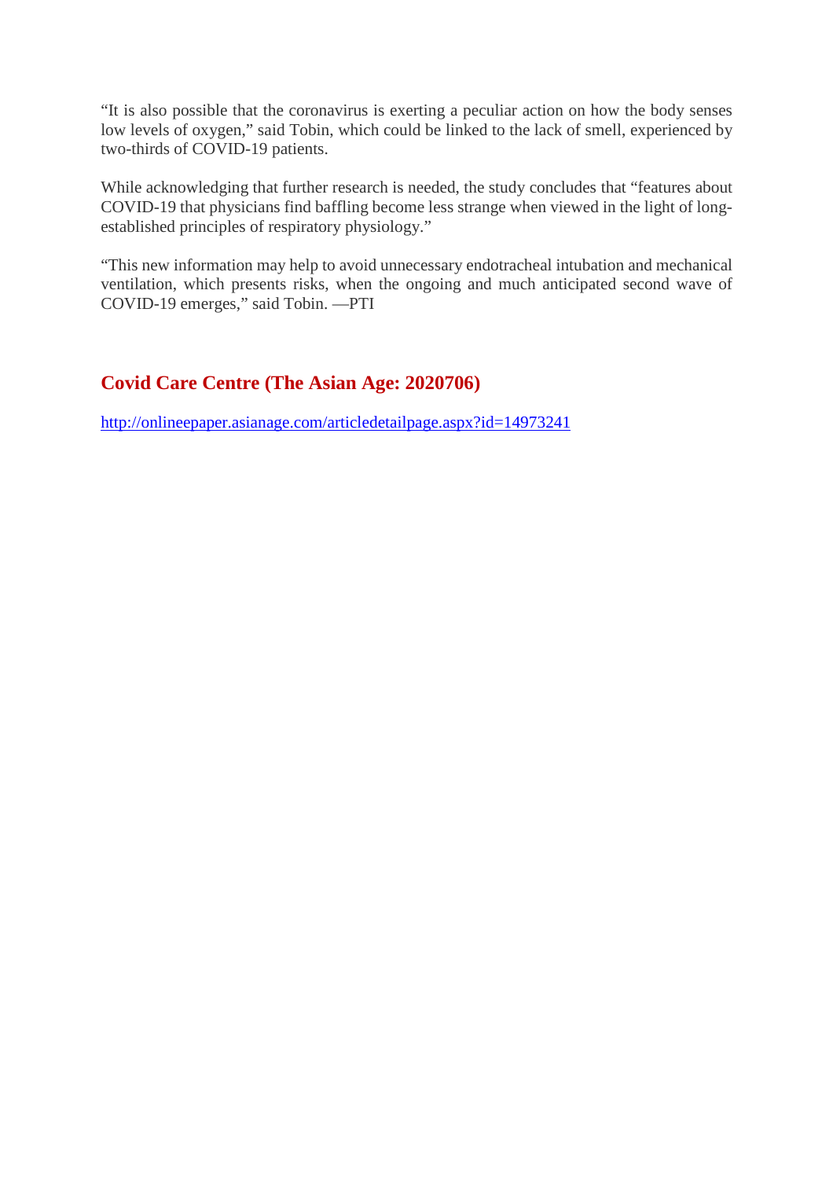"It is also possible that the coronavirus is exerting a peculiar action on how the body senses low levels of oxygen," said Tobin, which could be linked to the lack of smell, experienced by two-thirds of COVID-19 patients.

While acknowledging that further research is needed, the study concludes that "features about COVID-19 that physicians find baffling become less strange when viewed in the light of long-established principles of respiratory physiology."

"This new information may help to avoid unnecessary endotracheal intubation and mechanical ventilation, which presents risks, when the ongoing and much anticipated second wave of COVID-19 emerges," said Tobin. —PTI

## Covid Care Centre (The Asian Age: 2020706)

http://onlineepaper.asianage.com/articledetailpage.aspx?id=14973241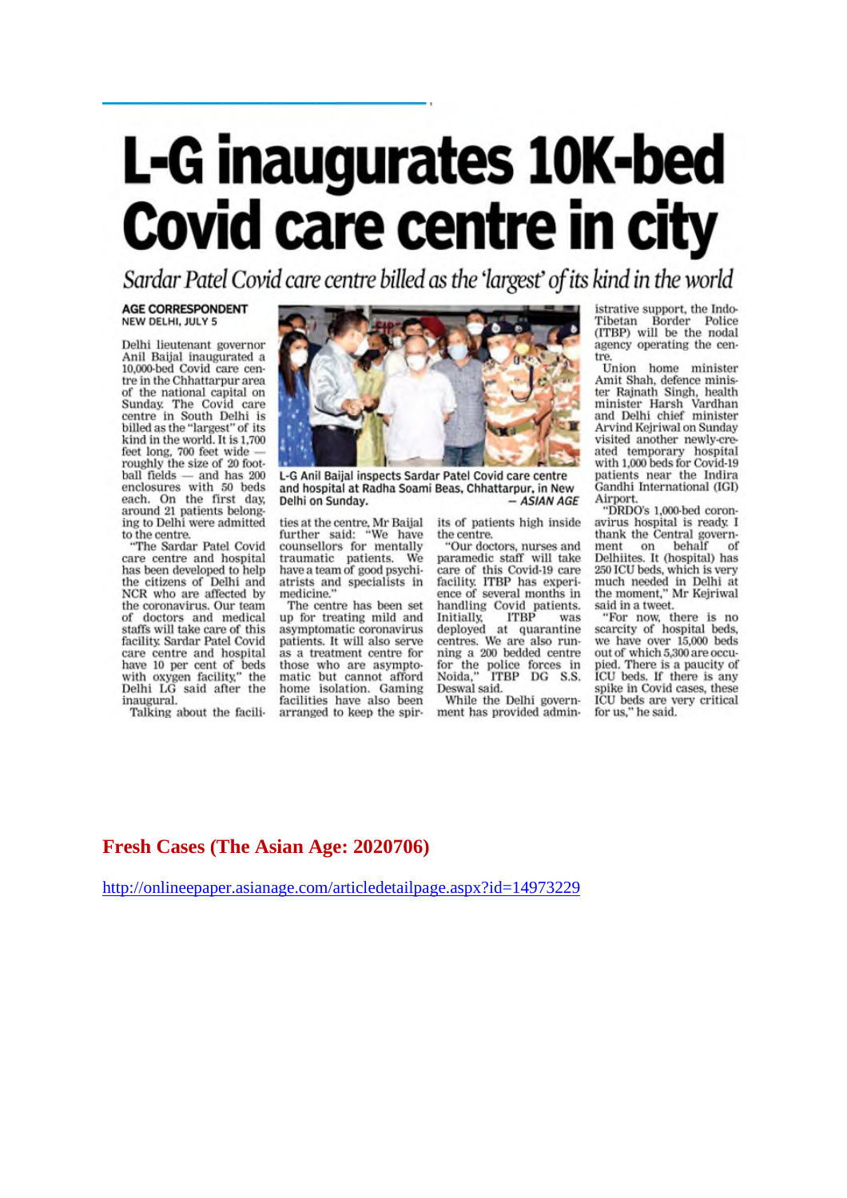# L-G inaugurates 10K-bed Covid care centre in city

*Sardar Patel Covid care centre billed as the 'largest' of its kind in the world*

**AGE CORRESPONDENT**
**NEW DELHI, JULY 5**

Delhi lieutenant governor Anil Baijal inaugurated a 10,000-bed Covid care centre in the Chhattarpur area of the national capital on Sunday. The Covid care centre in South Delhi is billed as the "largest" of its kind in the world. It is 1,700 feet long, 700 feet wide — roughly the size of 20 football fields — and has 200 enclosures with 50 beds each. On the first day, around 21 patients belonging to Delhi were admitted to the centre.

"The Sardar Patel Covid care centre and hospital has been developed to help the citizens of Delhi and NCR who are affected by the coronavirus. Our team of doctors and medical staffs will take care of this facility. Sardar Patel Covid care centre and hospital have 10 per cent of beds with oxygen facility," the Delhi LG said after the inaugural.

L-G Anil Baijal inspects Sardar Patel Covid care centre and hospital at Radha Soami Beas, Chhattarpur, in New Delhi on Sunday. — *ASIAN AGE*

Talking about the facilities at the centre, Mr Baijal further said: "We have counsellors for mentally traumatic patients. We have a team of good psychiatrists and specialists in medicine."

The centre has been set up for treating mild and asymptomatic coronavirus patients. It will also serve as a treatment centre for those who are asymptomatic but cannot afford home isolation. Gaming facilities have also been arranged to keep the spirits of patients high inside the centre.

"Our doctors, nurses and paramedic staff will take care of this Covid-19 care facility. ITBP has experience of several months in handling Covid patients. Initially, ITBP was deployed at quarantine centres. We are also running a 200 bedded centre for the police forces in Noida," ITBP DG S.S. Deswal said.

While the Delhi government has provided administrative support, the Indo-Tibetan Border Police (ITBP) will be the nodal agency operating the centre.

Union home minister Amit Shah, defence minister Rajnath Singh, health minister Harsh Vardhan and Delhi chief minister Arvind Kejriwal on Sunday visited another newly-created temporary hospital with 1,000 beds for Covid-19 patients near the Indira Gandhi International (IGI) Airport.

"DRDO's 1,000-bed coronavirus hospital is ready. I thank the Central government on behalf of Delhiites. It (hospital) has 250 ICU beds, which is very much needed in Delhi at the moment," Mr Kejriwal said in a tweet.

"For now, there is no scarcity of hospital beds, we have over 15,000 beds out of which 5,300 are occupied. There is a paucity of ICU beds. If there is any spike in Covid cases, these ICU beds are very critical for us," he said.

**Fresh Cases (The Asian Age: 2020706)**

http://onlineepaper.asianage.com/articledetailpage.aspx?id=14973229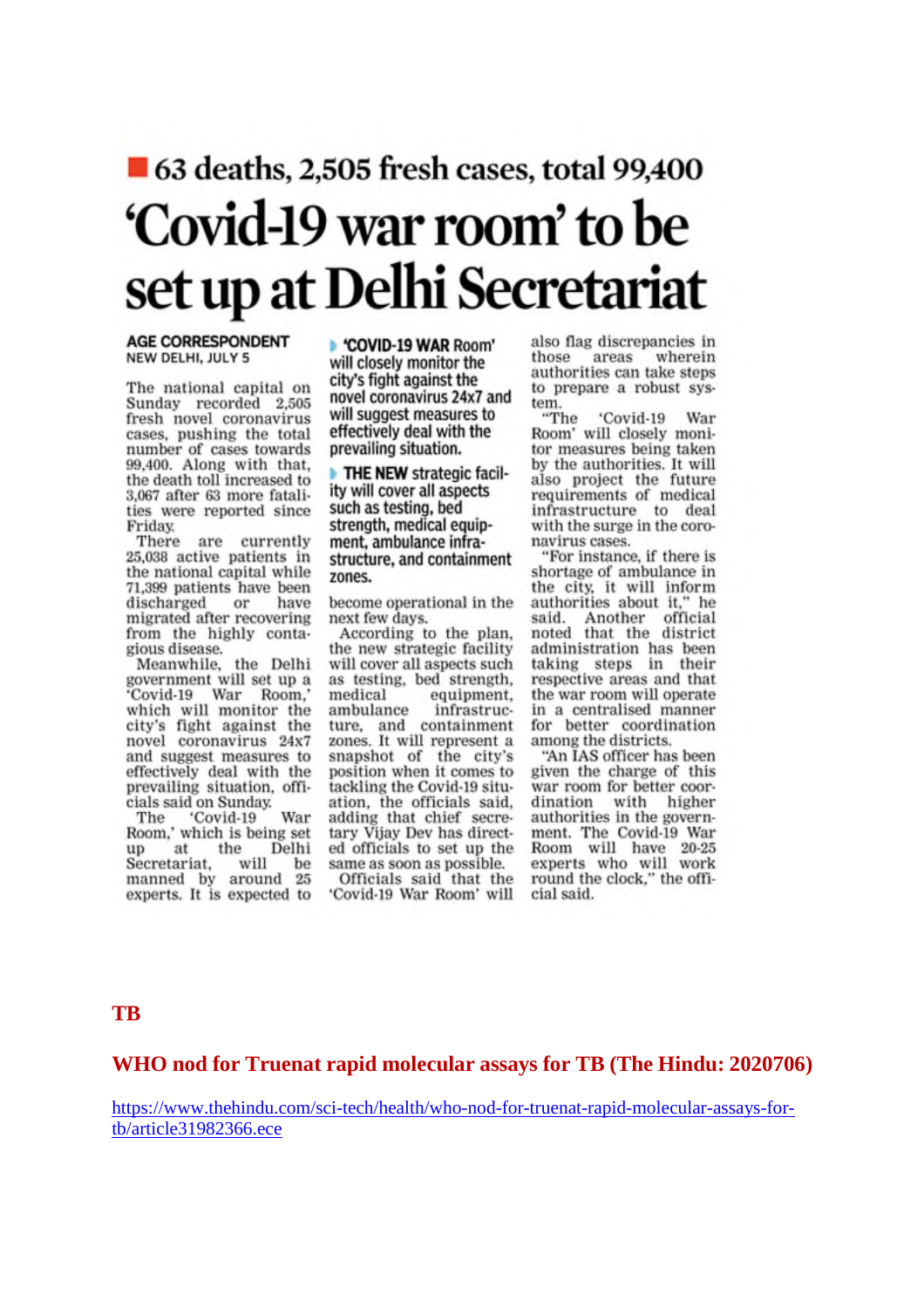■ 63 deaths, 2,505 fresh cases, total 99,400

# 'Covid-19 war room' to be set up at Delhi Secretariat

**AGE CORRESPONDENT**
NEW DELHI, JULY 5

The national capital on Sunday recorded 2,505 fresh novel coronavirus cases, pushing the total number of cases towards 99,400. Along with that, the death toll increased to 3,067 after 63 more fatalities were reported since Friday.

There are currently 25,038 active patients in the national capital while 71,399 patients have been discharged or have migrated after recovering from the highly contagious disease.

Meanwhile, the Delhi government will set up a 'Covid-19 War Room,' which will monitor the city's fight against the novel coronavirus 24x7 and suggest measures to effectively deal with the prevailing situation, officials said on Sunday.

The 'Covid-19 War Room,' which is being set up at the Delhi Secretariat, will be manned by around 25 experts. It is expected to become operational in the next few days.

- **'COVID-19 WAR Room'** will closely monitor the city's fight against the novel coronavirus 24x7 and will suggest measures to effectively deal with the prevailing situation.
- **THE NEW** strategic facility will cover all aspects such as testing, bed strength, medical equipment, ambulance infrastructure, and containment zones.

According to the plan, the new strategic facility will cover all aspects such as testing, bed strength, medical equipment, ambulance infrastructure, and containment zones. It will represent a snapshot of the city's position when it comes to tackling the Covid-19 situation, the officials said, adding that chief secretary Vijay Dev has directed officials to set up the same as soon as possible.

Officials said that the 'Covid-19 War Room' will also flag discrepancies in those areas wherein authorities can take steps to prepare a robust system.

"The 'Covid-19 War Room' will closely monitor measures being taken by the authorities. It will also project the future requirements of medical infrastructure to deal with the surge in the coronavirus cases.

"For instance, if there is shortage of ambulance in the city, it will inform authorities about it," he said. Another official noted that the district administration has been taking steps in their respective areas and that the war room will operate in a centralised manner for better coordination among the districts.

"An IAS officer has been given the charge of this war room for better coordination with higher authorities in the government. The Covid-19 War Room will have 20-25 experts who will work round the clock," the official said.

## TB

### WHO nod for Truenat rapid molecular assays for TB (The Hindu: 2020706)

https://www.thehindu.com/sci-tech/health/who-nod-for-truenat-rapid-molecular-assays-for-tb/article31982366.ece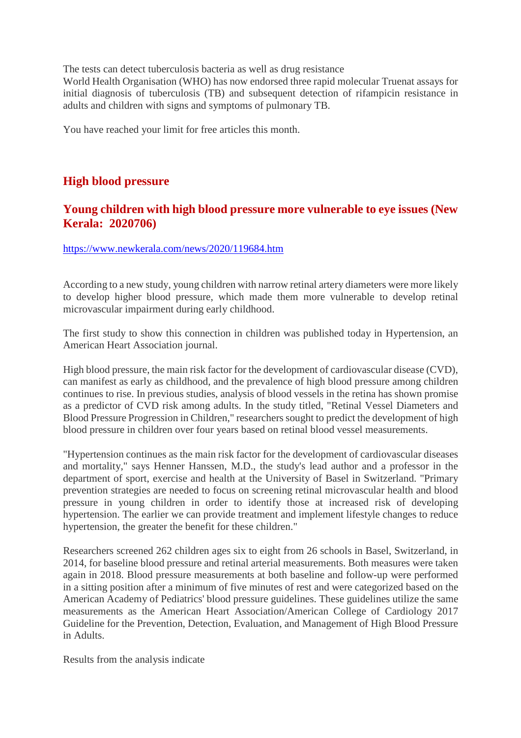The tests can detect tuberculosis bacteria as well as drug resistance
World Health Organisation (WHO) has now endorsed three rapid molecular Truenat assays for initial diagnosis of tuberculosis (TB) and subsequent detection of rifampicin resistance in adults and children with signs and symptoms of pulmonary TB.

You have reached your limit for free articles this month.

## High blood pressure

### Young children with high blood pressure more vulnerable to eye issues (New Kerala: 2020706)

https://www.newkerala.com/news/2020/119684.htm

According to a new study, young children with narrow retinal artery diameters were more likely to develop higher blood pressure, which made them more vulnerable to develop retinal microvascular impairment during early childhood.

The first study to show this connection in children was published today in Hypertension, an American Heart Association journal.

High blood pressure, the main risk factor for the development of cardiovascular disease (CVD), can manifest as early as childhood, and the prevalence of high blood pressure among children continues to rise. In previous studies, analysis of blood vessels in the retina has shown promise as a predictor of CVD risk among adults. In the study titled, "Retinal Vessel Diameters and Blood Pressure Progression in Children," researchers sought to predict the development of high blood pressure in children over four years based on retinal blood vessel measurements.

"Hypertension continues as the main risk factor for the development of cardiovascular diseases and mortality," says Henner Hanssen, M.D., the study's lead author and a professor in the department of sport, exercise and health at the University of Basel in Switzerland. "Primary prevention strategies are needed to focus on screening retinal microvascular health and blood pressure in young children in order to identify those at increased risk of developing hypertension. The earlier we can provide treatment and implement lifestyle changes to reduce hypertension, the greater the benefit for these children."

Researchers screened 262 children ages six to eight from 26 schools in Basel, Switzerland, in 2014, for baseline blood pressure and retinal arterial measurements. Both measures were taken again in 2018. Blood pressure measurements at both baseline and follow-up were performed in a sitting position after a minimum of five minutes of rest and were categorized based on the American Academy of Pediatrics' blood pressure guidelines. These guidelines utilize the same measurements as the American Heart Association/American College of Cardiology 2017 Guideline for the Prevention, Detection, Evaluation, and Management of High Blood Pressure in Adults.

Results from the analysis indicate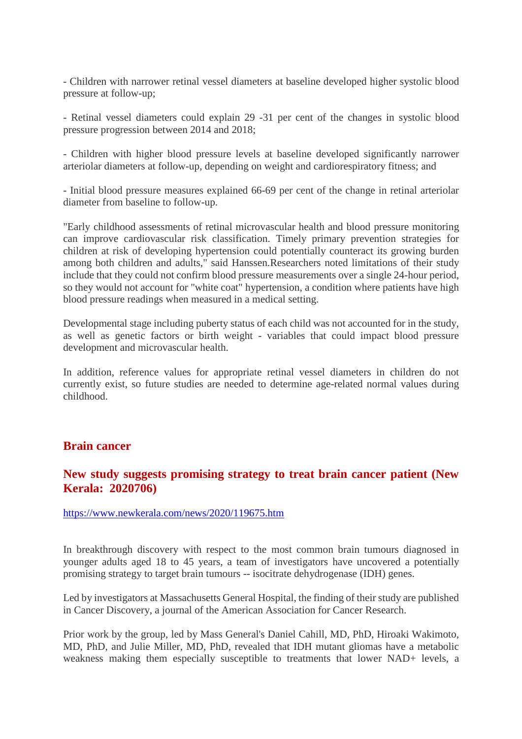- Children with narrower retinal vessel diameters at baseline developed higher systolic blood pressure at follow-up;

- Retinal vessel diameters could explain 29 -31 per cent of the changes in systolic blood pressure progression between 2014 and 2018;

- Children with higher blood pressure levels at baseline developed significantly narrower arteriolar diameters at follow-up, depending on weight and cardiorespiratory fitness; and

- Initial blood pressure measures explained 66-69 per cent of the change in retinal arteriolar diameter from baseline to follow-up.

"Early childhood assessments of retinal microvascular health and blood pressure monitoring can improve cardiovascular risk classification. Timely primary prevention strategies for children at risk of developing hypertension could potentially counteract its growing burden among both children and adults," said Hanssen.Researchers noted limitations of their study include that they could not confirm blood pressure measurements over a single 24-hour period, so they would not account for "white coat" hypertension, a condition where patients have high blood pressure readings when measured in a medical setting.

Developmental stage including puberty status of each child was not accounted for in the study, as well as genetic factors or birth weight - variables that could impact blood pressure development and microvascular health.

In addition, reference values for appropriate retinal vessel diameters in children do not currently exist, so future studies are needed to determine age-related normal values during childhood.

## Brain cancer

### New study suggests promising strategy to treat brain cancer patient (New Kerala: 2020706)

https://www.newkerala.com/news/2020/119675.htm

In breakthrough discovery with respect to the most common brain tumours diagnosed in younger adults aged 18 to 45 years, a team of investigators have uncovered a potentially promising strategy to target brain tumours -- isocitrate dehydrogenase (IDH) genes.

Led by investigators at Massachusetts General Hospital, the finding of their study are published in Cancer Discovery, a journal of the American Association for Cancer Research.

Prior work by the group, led by Mass General's Daniel Cahill, MD, PhD, Hiroaki Wakimoto, MD, PhD, and Julie Miller, MD, PhD, revealed that IDH mutant gliomas have a metabolic weakness making them especially susceptible to treatments that lower NAD+ levels, a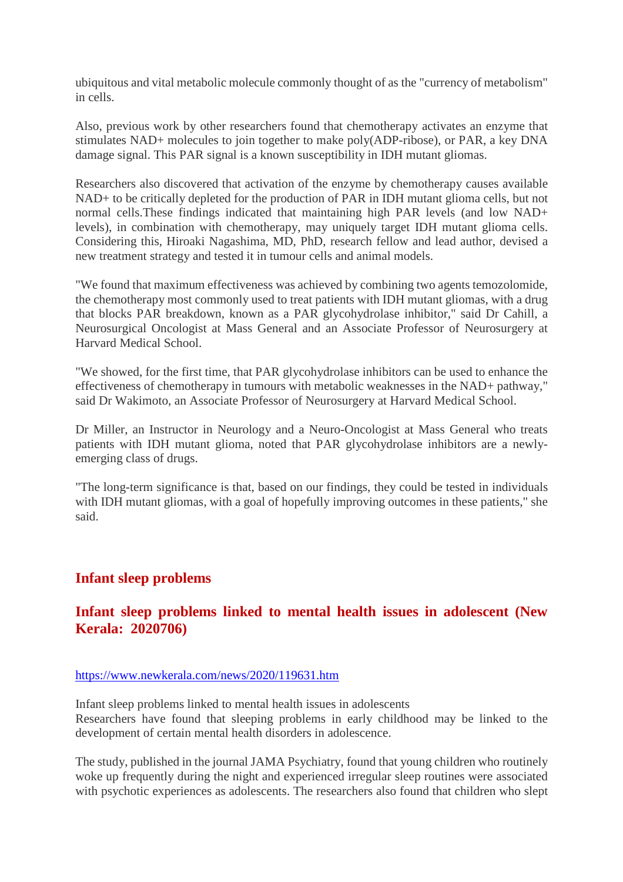ubiquitous and vital metabolic molecule commonly thought of as the "currency of metabolism" in cells.

Also, previous work by other researchers found that chemotherapy activates an enzyme that stimulates NAD+ molecules to join together to make poly(ADP-ribose), or PAR, a key DNA damage signal. This PAR signal is a known susceptibility in IDH mutant gliomas.

Researchers also discovered that activation of the enzyme by chemotherapy causes available NAD+ to be critically depleted for the production of PAR in IDH mutant glioma cells, but not normal cells.These findings indicated that maintaining high PAR levels (and low NAD+ levels), in combination with chemotherapy, may uniquely target IDH mutant glioma cells. Considering this, Hiroaki Nagashima, MD, PhD, research fellow and lead author, devised a new treatment strategy and tested it in tumour cells and animal models.

"We found that maximum effectiveness was achieved by combining two agents temozolomide, the chemotherapy most commonly used to treat patients with IDH mutant gliomas, with a drug that blocks PAR breakdown, known as a PAR glycohydrolase inhibitor," said Dr Cahill, a Neurosurgical Oncologist at Mass General and an Associate Professor of Neurosurgery at Harvard Medical School.

"We showed, for the first time, that PAR glycohydrolase inhibitors can be used to enhance the effectiveness of chemotherapy in tumours with metabolic weaknesses in the NAD+ pathway," said Dr Wakimoto, an Associate Professor of Neurosurgery at Harvard Medical School.

Dr Miller, an Instructor in Neurology and a Neuro-Oncologist at Mass General who treats patients with IDH mutant glioma, noted that PAR glycohydrolase inhibitors are a newly-emerging class of drugs.

"The long-term significance is that, based on our findings, they could be tested in individuals with IDH mutant gliomas, with a goal of hopefully improving outcomes in these patients," she said.

## Infant sleep problems

### Infant sleep problems linked to mental health issues in adolescent (New Kerala: 2020706)

https://www.newkerala.com/news/2020/119631.htm

Infant sleep problems linked to mental health issues in adolescents
Researchers have found that sleeping problems in early childhood may be linked to the development of certain mental health disorders in adolescence.

The study, published in the journal JAMA Psychiatry, found that young children who routinely woke up frequently during the night and experienced irregular sleep routines were associated with psychotic experiences as adolescents. The researchers also found that children who slept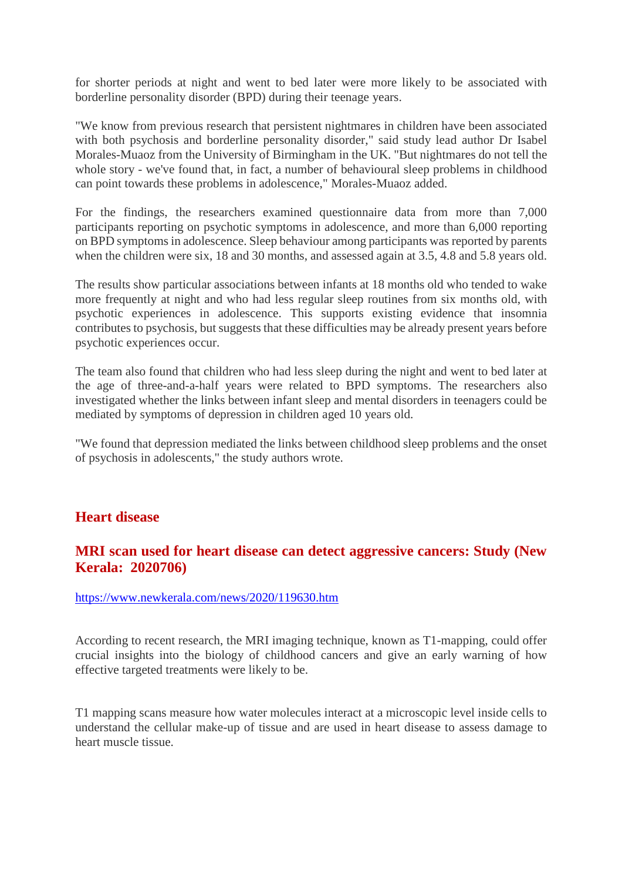for shorter periods at night and went to bed later were more likely to be associated with borderline personality disorder (BPD) during their teenage years.

"We know from previous research that persistent nightmares in children have been associated with both psychosis and borderline personality disorder," said study lead author Dr Isabel Morales-Muaoz from the University of Birmingham in the UK. "But nightmares do not tell the whole story - we've found that, in fact, a number of behavioural sleep problems in childhood can point towards these problems in adolescence," Morales-Muaoz added.

For the findings, the researchers examined questionnaire data from more than 7,000 participants reporting on psychotic symptoms in adolescence, and more than 6,000 reporting on BPD symptoms in adolescence. Sleep behaviour among participants was reported by parents when the children were six, 18 and 30 months, and assessed again at 3.5, 4.8 and 5.8 years old.

The results show particular associations between infants at 18 months old who tended to wake more frequently at night and who had less regular sleep routines from six months old, with psychotic experiences in adolescence. This supports existing evidence that insomnia contributes to psychosis, but suggests that these difficulties may be already present years before psychotic experiences occur.

The team also found that children who had less sleep during the night and went to bed later at the age of three-and-a-half years were related to BPD symptoms. The researchers also investigated whether the links between infant sleep and mental disorders in teenagers could be mediated by symptoms of depression in children aged 10 years old.

"We found that depression mediated the links between childhood sleep problems and the onset of psychosis in adolescents," the study authors wrote.

## Heart disease

### MRI scan used for heart disease can detect aggressive cancers: Study (New Kerala: 2020706)

https://www.newkerala.com/news/2020/119630.htm

According to recent research, the MRI imaging technique, known as T1-mapping, could offer crucial insights into the biology of childhood cancers and give an early warning of how effective targeted treatments were likely to be.

T1 mapping scans measure how water molecules interact at a microscopic level inside cells to understand the cellular make-up of tissue and are used in heart disease to assess damage to heart muscle tissue.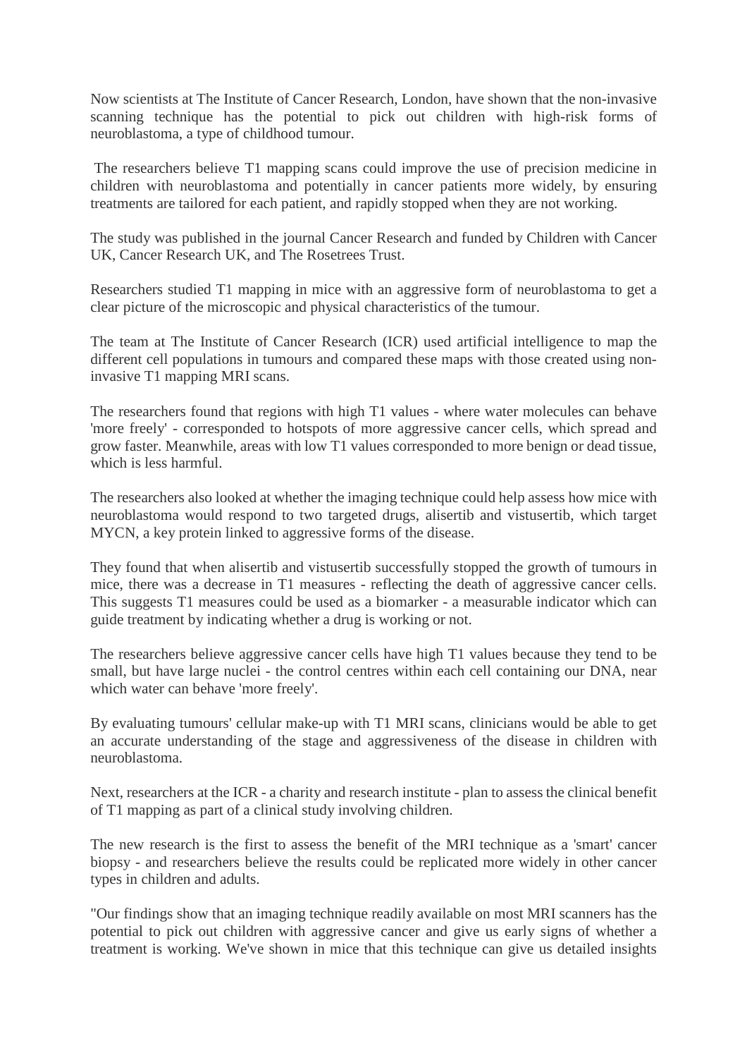Now scientists at The Institute of Cancer Research, London, have shown that the non-invasive scanning technique has the potential to pick out children with high-risk forms of neuroblastoma, a type of childhood tumour.

The researchers believe T1 mapping scans could improve the use of precision medicine in children with neuroblastoma and potentially in cancer patients more widely, by ensuring treatments are tailored for each patient, and rapidly stopped when they are not working.

The study was published in the journal Cancer Research and funded by Children with Cancer UK, Cancer Research UK, and The Rosetrees Trust.

Researchers studied T1 mapping in mice with an aggressive form of neuroblastoma to get a clear picture of the microscopic and physical characteristics of the tumour.

The team at The Institute of Cancer Research (ICR) used artificial intelligence to map the different cell populations in tumours and compared these maps with those created using non-invasive T1 mapping MRI scans.

The researchers found that regions with high T1 values - where water molecules can behave 'more freely' - corresponded to hotspots of more aggressive cancer cells, which spread and grow faster. Meanwhile, areas with low T1 values corresponded to more benign or dead tissue, which is less harmful.

The researchers also looked at whether the imaging technique could help assess how mice with neuroblastoma would respond to two targeted drugs, alisertib and vistusertib, which target MYCN, a key protein linked to aggressive forms of the disease.

They found that when alisertib and vistusertib successfully stopped the growth of tumours in mice, there was a decrease in T1 measures - reflecting the death of aggressive cancer cells. This suggests T1 measures could be used as a biomarker - a measurable indicator which can guide treatment by indicating whether a drug is working or not.

The researchers believe aggressive cancer cells have high T1 values because they tend to be small, but have large nuclei - the control centres within each cell containing our DNA, near which water can behave 'more freely'.

By evaluating tumours' cellular make-up with T1 MRI scans, clinicians would be able to get an accurate understanding of the stage and aggressiveness of the disease in children with neuroblastoma.

Next, researchers at the ICR - a charity and research institute - plan to assess the clinical benefit of T1 mapping as part of a clinical study involving children.

The new research is the first to assess the benefit of the MRI technique as a 'smart' cancer biopsy - and researchers believe the results could be replicated more widely in other cancer types in children and adults.

"Our findings show that an imaging technique readily available on most MRI scanners has the potential to pick out children with aggressive cancer and give us early signs of whether a treatment is working. We've shown in mice that this technique can give us detailed insights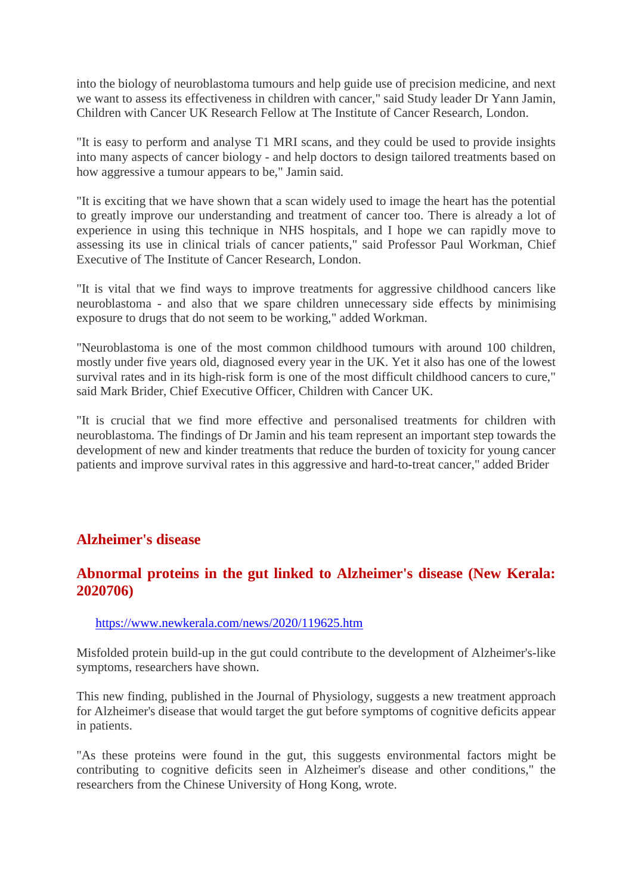into the biology of neuroblastoma tumours and help guide use of precision medicine, and next we want to assess its effectiveness in children with cancer," said Study leader Dr Yann Jamin, Children with Cancer UK Research Fellow at The Institute of Cancer Research, London.

"It is easy to perform and analyse T1 MRI scans, and they could be used to provide insights into many aspects of cancer biology - and help doctors to design tailored treatments based on how aggressive a tumour appears to be," Jamin said.

"It is exciting that we have shown that a scan widely used to image the heart has the potential to greatly improve our understanding and treatment of cancer too. There is already a lot of experience in using this technique in NHS hospitals, and I hope we can rapidly move to assessing its use in clinical trials of cancer patients," said Professor Paul Workman, Chief Executive of The Institute of Cancer Research, London.

"It is vital that we find ways to improve treatments for aggressive childhood cancers like neuroblastoma - and also that we spare children unnecessary side effects by minimising exposure to drugs that do not seem to be working," added Workman.

"Neuroblastoma is one of the most common childhood tumours with around 100 children, mostly under five years old, diagnosed every year in the UK. Yet it also has one of the lowest survival rates and in its high-risk form is one of the most difficult childhood cancers to cure," said Mark Brider, Chief Executive Officer, Children with Cancer UK.

"It is crucial that we find more effective and personalised treatments for children with neuroblastoma. The findings of Dr Jamin and his team represent an important step towards the development of new and kinder treatments that reduce the burden of toxicity for young cancer patients and improve survival rates in this aggressive and hard-to-treat cancer," added Brider

## Alzheimer's disease

### Abnormal proteins in the gut linked to Alzheimer's disease (New Kerala: 2020706)

https://www.newkerala.com/news/2020/119625.htm

Misfolded protein build-up in the gut could contribute to the development of Alzheimer's-like symptoms, researchers have shown.

This new finding, published in the Journal of Physiology, suggests a new treatment approach for Alzheimer's disease that would target the gut before symptoms of cognitive deficits appear in patients.

"As these proteins were found in the gut, this suggests environmental factors might be contributing to cognitive deficits seen in Alzheimer's disease and other conditions," the researchers from the Chinese University of Hong Kong, wrote.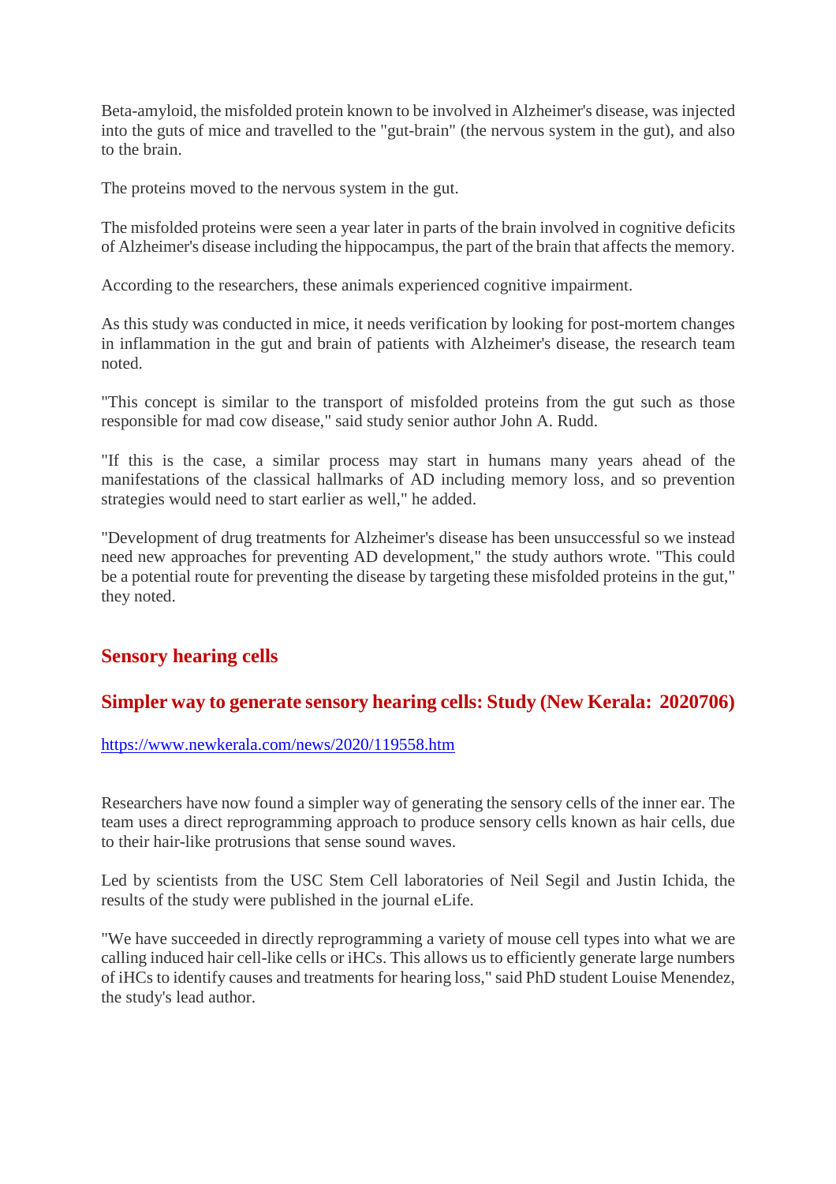Beta-amyloid, the misfolded protein known to be involved in Alzheimer's disease, was injected into the guts of mice and travelled to the "gut-brain" (the nervous system in the gut), and also to the brain.

The proteins moved to the nervous system in the gut.

The misfolded proteins were seen a year later in parts of the brain involved in cognitive deficits of Alzheimer's disease including the hippocampus, the part of the brain that affects the memory.

According to the researchers, these animals experienced cognitive impairment.

As this study was conducted in mice, it needs verification by looking for post-mortem changes in inflammation in the gut and brain of patients with Alzheimer's disease, the research team noted.

"This concept is similar to the transport of misfolded proteins from the gut such as those responsible for mad cow disease," said study senior author John A. Rudd.

"If this is the case, a similar process may start in humans many years ahead of the manifestations of the classical hallmarks of AD including memory loss, and so prevention strategies would need to start earlier as well," he added.

"Development of drug treatments for Alzheimer's disease has been unsuccessful so we instead need new approaches for preventing AD development," the study authors wrote. "This could be a potential route for preventing the disease by targeting these misfolded proteins in the gut," they noted.

## Sensory hearing cells

### Simpler way to generate sensory hearing cells: Study (New Kerala: 2020706)

https://www.newkerala.com/news/2020/119558.htm

Researchers have now found a simpler way of generating the sensory cells of the inner ear. The team uses a direct reprogramming approach to produce sensory cells known as hair cells, due to their hair-like protrusions that sense sound waves.

Led by scientists from the USC Stem Cell laboratories of Neil Segil and Justin Ichida, the results of the study were published in the journal eLife.

"We have succeeded in directly reprogramming a variety of mouse cell types into what we are calling induced hair cell-like cells or iHCs. This allows us to efficiently generate large numbers of iHCs to identify causes and treatments for hearing loss," said PhD student Louise Menendez, the study's lead author.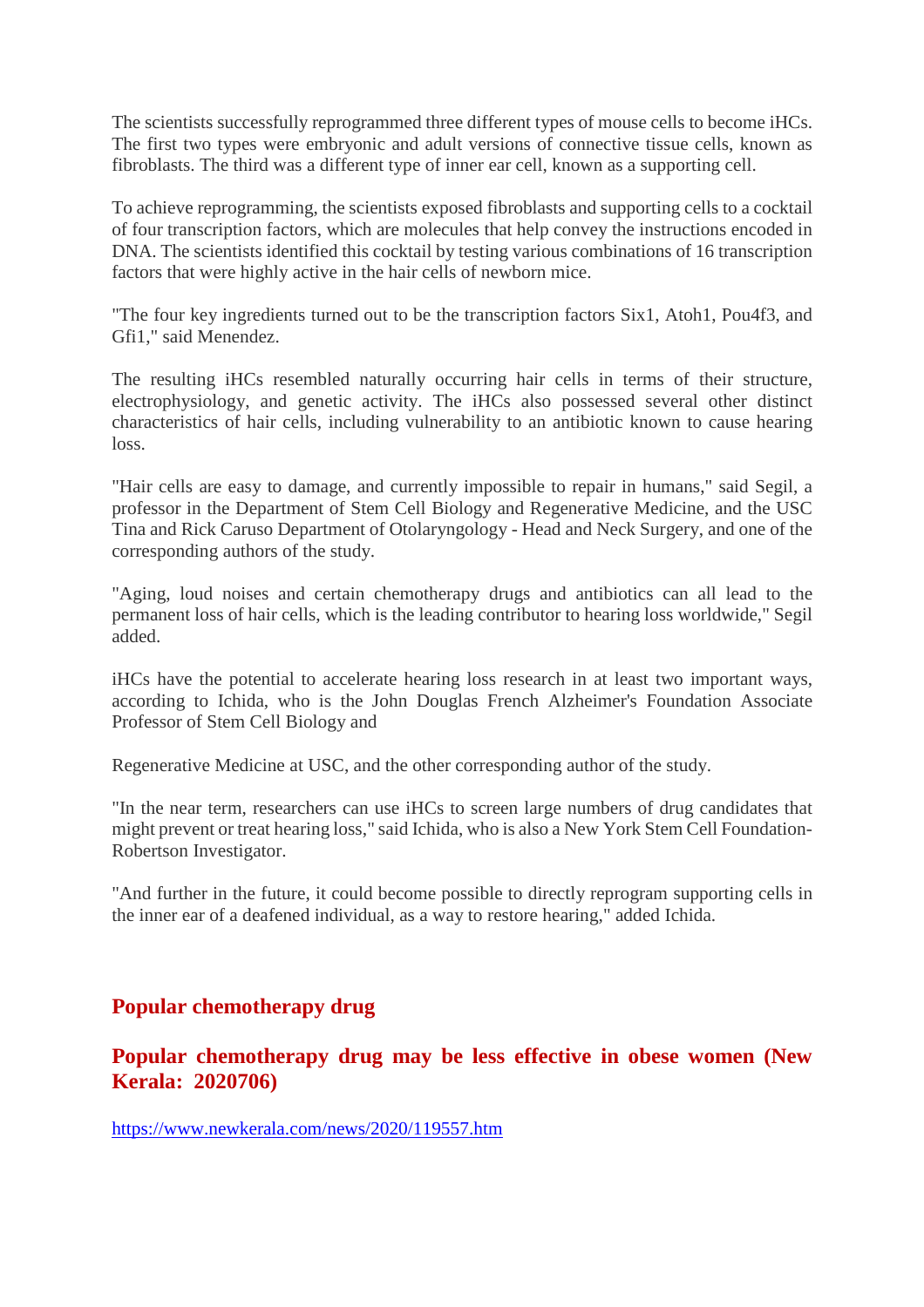The scientists successfully reprogrammed three different types of mouse cells to become iHCs. The first two types were embryonic and adult versions of connective tissue cells, known as fibroblasts. The third was a different type of inner ear cell, known as a supporting cell.

To achieve reprogramming, the scientists exposed fibroblasts and supporting cells to a cocktail of four transcription factors, which are molecules that help convey the instructions encoded in DNA. The scientists identified this cocktail by testing various combinations of 16 transcription factors that were highly active in the hair cells of newborn mice.

"The four key ingredients turned out to be the transcription factors Six1, Atoh1, Pou4f3, and Gfi1," said Menendez.

The resulting iHCs resembled naturally occurring hair cells in terms of their structure, electrophysiology, and genetic activity. The iHCs also possessed several other distinct characteristics of hair cells, including vulnerability to an antibiotic known to cause hearing loss.

"Hair cells are easy to damage, and currently impossible to repair in humans," said Segil, a professor in the Department of Stem Cell Biology and Regenerative Medicine, and the USC Tina and Rick Caruso Department of Otolaryngology - Head and Neck Surgery, and one of the corresponding authors of the study.

"Aging, loud noises and certain chemotherapy drugs and antibiotics can all lead to the permanent loss of hair cells, which is the leading contributor to hearing loss worldwide," Segil added.

iHCs have the potential to accelerate hearing loss research in at least two important ways, according to Ichida, who is the John Douglas French Alzheimer's Foundation Associate Professor of Stem Cell Biology and

Regenerative Medicine at USC, and the other corresponding author of the study.

"In the near term, researchers can use iHCs to screen large numbers of drug candidates that might prevent or treat hearing loss," said Ichida, who is also a New York Stem Cell Foundation-Robertson Investigator.

"And further in the future, it could become possible to directly reprogram supporting cells in the inner ear of a deafened individual, as a way to restore hearing," added Ichida.

## Popular chemotherapy drug

## Popular chemotherapy drug may be less effective in obese women (New Kerala: 2020706)

https://www.newkerala.com/news/2020/119557.htm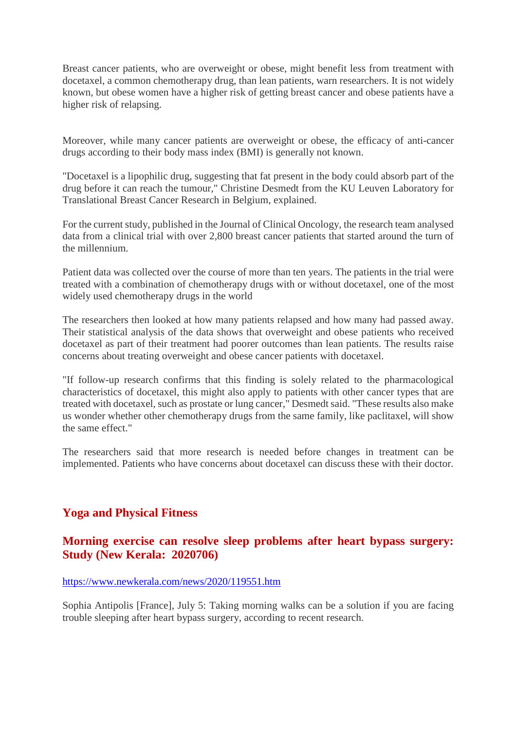Breast cancer patients, who are overweight or obese, might benefit less from treatment with docetaxel, a common chemotherapy drug, than lean patients, warn researchers. It is not widely known, but obese women have a higher risk of getting breast cancer and obese patients have a higher risk of relapsing.

Moreover, while many cancer patients are overweight or obese, the efficacy of anti-cancer drugs according to their body mass index (BMI) is generally not known.

"Docetaxel is a lipophilic drug, suggesting that fat present in the body could absorb part of the drug before it can reach the tumour," Christine Desmedt from the KU Leuven Laboratory for Translational Breast Cancer Research in Belgium, explained.

For the current study, published in the Journal of Clinical Oncology, the research team analysed data from a clinical trial with over 2,800 breast cancer patients that started around the turn of the millennium.

Patient data was collected over the course of more than ten years. The patients in the trial were treated with a combination of chemotherapy drugs with or without docetaxel, one of the most widely used chemotherapy drugs in the world

The researchers then looked at how many patients relapsed and how many had passed away. Their statistical analysis of the data shows that overweight and obese patients who received docetaxel as part of their treatment had poorer outcomes than lean patients. The results raise concerns about treating overweight and obese cancer patients with docetaxel.

"If follow-up research confirms that this finding is solely related to the pharmacological characteristics of docetaxel, this might also apply to patients with other cancer types that are treated with docetaxel, such as prostate or lung cancer," Desmedt said. "These results also make us wonder whether other chemotherapy drugs from the same family, like paclitaxel, will show the same effect."

The researchers said that more research is needed before changes in treatment can be implemented. Patients who have concerns about docetaxel can discuss these with their doctor.

## Yoga and Physical Fitness

### Morning exercise can resolve sleep problems after heart bypass surgery: Study (New Kerala: 2020706)

https://www.newkerala.com/news/2020/119551.htm

Sophia Antipolis [France], July 5: Taking morning walks can be a solution if you are facing trouble sleeping after heart bypass surgery, according to recent research.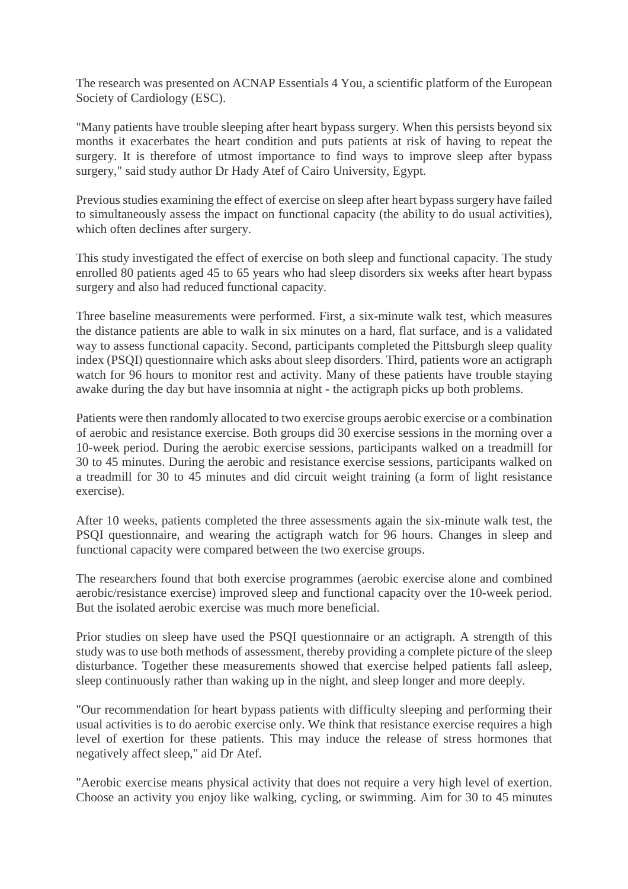The research was presented on ACNAP Essentials 4 You, a scientific platform of the European Society of Cardiology (ESC).

"Many patients have trouble sleeping after heart bypass surgery. When this persists beyond six months it exacerbates the heart condition and puts patients at risk of having to repeat the surgery. It is therefore of utmost importance to find ways to improve sleep after bypass surgery," said study author Dr Hady Atef of Cairo University, Egypt.

Previous studies examining the effect of exercise on sleep after heart bypass surgery have failed to simultaneously assess the impact on functional capacity (the ability to do usual activities), which often declines after surgery.

This study investigated the effect of exercise on both sleep and functional capacity. The study enrolled 80 patients aged 45 to 65 years who had sleep disorders six weeks after heart bypass surgery and also had reduced functional capacity.

Three baseline measurements were performed. First, a six-minute walk test, which measures the distance patients are able to walk in six minutes on a hard, flat surface, and is a validated way to assess functional capacity. Second, participants completed the Pittsburgh sleep quality index (PSQI) questionnaire which asks about sleep disorders. Third, patients wore an actigraph watch for 96 hours to monitor rest and activity. Many of these patients have trouble staying awake during the day but have insomnia at night - the actigraph picks up both problems.

Patients were then randomly allocated to two exercise groups aerobic exercise or a combination of aerobic and resistance exercise. Both groups did 30 exercise sessions in the morning over a 10-week period. During the aerobic exercise sessions, participants walked on a treadmill for 30 to 45 minutes. During the aerobic and resistance exercise sessions, participants walked on a treadmill for 30 to 45 minutes and did circuit weight training (a form of light resistance exercise).

After 10 weeks, patients completed the three assessments again the six-minute walk test, the PSQI questionnaire, and wearing the actigraph watch for 96 hours. Changes in sleep and functional capacity were compared between the two exercise groups.

The researchers found that both exercise programmes (aerobic exercise alone and combined aerobic/resistance exercise) improved sleep and functional capacity over the 10-week period. But the isolated aerobic exercise was much more beneficial.

Prior studies on sleep have used the PSQI questionnaire or an actigraph. A strength of this study was to use both methods of assessment, thereby providing a complete picture of the sleep disturbance. Together these measurements showed that exercise helped patients fall asleep, sleep continuously rather than waking up in the night, and sleep longer and more deeply.

"Our recommendation for heart bypass patients with difficulty sleeping and performing their usual activities is to do aerobic exercise only. We think that resistance exercise requires a high level of exertion for these patients. This may induce the release of stress hormones that negatively affect sleep," aid Dr Atef.

"Aerobic exercise means physical activity that does not require a very high level of exertion. Choose an activity you enjoy like walking, cycling, or swimming. Aim for 30 to 45 minutes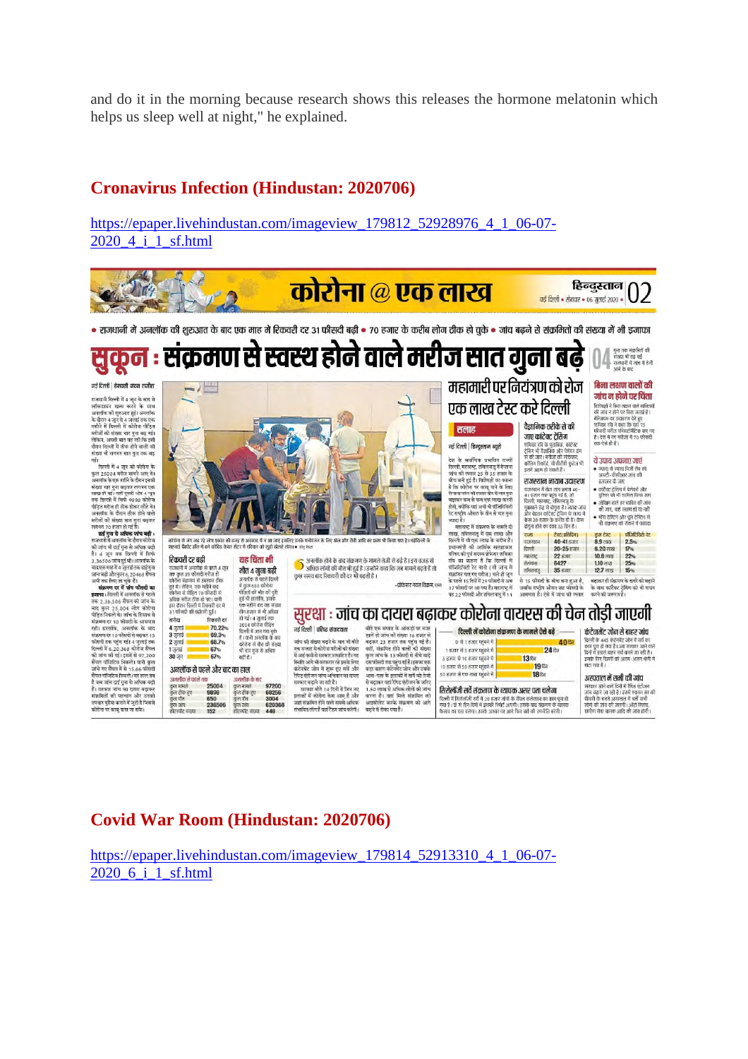and do it in the morning because research shows this releases the hormone melatonin which helps us sleep well at night," he explained.

## Cronavirus Infection (Hindustan: 2020706)

https://epaper.livehindustan.com/imageview_179812_52928976_4_1_06-07-2020_4_i_1_sf.html

## Covid War Room (Hindustan: 2020706)

https://epaper.livehindustan.com/imageview_179814_52913310_4_1_06-07-2020_6_i_1_sf.html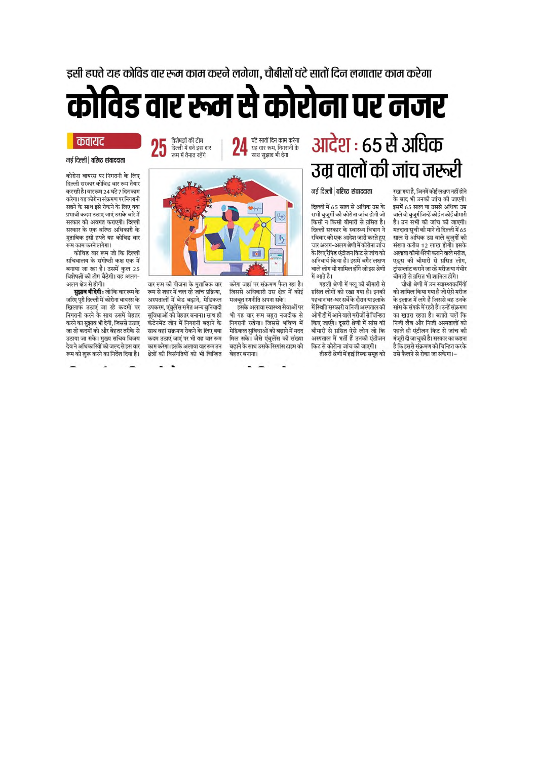इसी हफ्ते यह कोविड वार रूम काम करने लगेगा, चौबीसों घंटे सातों दिन लगातार काम करेगा

# कोविड वार रूम से कोरोना पर नजर

**कवायद**

नई दिल्ली | वरिष्ठ संवाददाता

कोरोना वायरस पर निगरानी के लिए दिल्ली सरकार कोविड वार रूम तैयार कर रही है। वार रूम 24 घंटे 7 दिन काम करेगा। यह कोरोना संक्रमण पर निगरानी रखने के साथ इसे रोकने के लिए क्या प्रभावी कदम उठाए जाएं उसके बारे में सरकार को अवगत कराएगी। दिल्ली सरकार के एक वरिष्ठ अधिकारी के मुताबिक इसी हफ्ते यह कोविड वार रूम काम करने लगेगा।

कोविड वार रूम जो कि दिल्ली सचिवालय के संगोष्ठी कक्ष एक में बनाया जा रहा है। उसमें कुल 25 विशेषज्ञों की टीम बैठेगी। यह अलग-अलग क्षेत्र से होगी।

**सुझाव भी देगी :** जो कि वार रूम के जरिए पूरी दिल्ली में कोरोना वायरस के खिलाफ उठाए जा रहे कदमों पर निगरानी करने के साथ उसमें बेहतर करने का सुझाव भी देगी, जिससे उठाए जा रहे कदमों को और बेहतर तरीके से उठाया जा सके। मुख्य सचिव विजय देव ने अधिकारियों को जल्द से इस वार रूम को शुरू करने का निर्देश दिया है। वार रूम की योजना के मुताबिक वार रूम से शहर में चल रहे जांच प्रक्रिया, अस्पतालों में बेड बढ़ाने, मेडिकल उपकरण, एंबुलेंस समेत अन्य बुनियादी सुविधाओं को बेहतर बनाना। साथ ही कंटेनमेंट जोन में निगरानी बढ़ाने के साथ वहां संक्रमण रोकने के लिए क्या कदम उठाएं जाएं पर भी यह वार रूम काम करेगा। इसके अलावा वार रूम उन क्षेत्रों की विसंगतियों को भी चिन्हित करेगा जहां पर संक्रमण फैल रहा है। जिससे अधिकारी उस क्षेत्र में कोई मजबूत रणनीति अपना सके।

इसके अलावा स्वास्थ्य सेवाओं पर भी यह वार रूम बहुत नजदीक से निगरानी रखेगा। जिससे भविष्य में मेडिकल सुविधाओं को बढ़ाने में मदद मिल सके। जैसे एंबुलेंस की संख्या बढ़ाने के साथ उसके रिस्पांस टाइम को बेहतर बनाना।

**25** विशेषज्ञों की टीम दिल्ली में बने इस वार रूम में तैनात रहेंगे

**24** घंटे सातों दिन काम करेगा यह वार रूम, निगरानी के साथ सुझाव भी देगा

## आदेश : 65 से अधिक उम्र वालों की जांच जरूरी

नई दिल्ली | वरिष्ठ संवाददाता

दिल्ली में 65 साल से अधिक उम्र के सभी बुजुर्गों की कोरोना जांच होगी जो किसी न किसी बीमारी से ग्रसित है। दिल्ली सरकार के स्वास्थ्य विभाग ने रविवार को एक आदेश जारी करते हुए चार अलग-अलग श्रेणी में कोरोना जांच के लिए रैपिड एंटीजन किट से जांच को अनिवार्य किया है। इसमें बगैर लक्षण वाले लोग भी शामिल होंगे जो इस श्रेणी में आते है।

पहली श्रेणी में फ्लू की बीमारी से ग्रसित लोगों को रखा गया है। इनकी पहचान घर-घर सर्वे के दौरान या इलाके में स्थित सरकारी व निजी अस्पताल की ओपीडी में आने वाले मरीजों से चिन्हित किए जाएंगे। दूसरी श्रेणी में सांस की बीमारी से ग्रसित ऐसे लोग जो कि अस्पताल में भर्ती हैं उनकी एंटीजन किट से कोरोना जांच की जाएगी।

तीसरी श्रेणी में हाई रिस्क समूह को रखा गया है, जिनमें कोई लक्षण नहीं होने के बाद भी उनकी जांच की जाएगी। इसमें 65 साल या उससे अधिक उम्र वाले वो बुजुर्ग जिन्हें कोई न कोई बीमारी है। उन सभी की जांच की जाएगी। मतदाता सूची की मानें तो दिल्ली में 65 साल से अधिक उम्र वाले बुजुर्गों की संख्या करीब 12 लाख होगी। इसके अलावा कीमोथैरेपी कराने वाले मरीज, एड्स की बीमारी से ग्रसित लोग, ट्रांसप्लांट कराने जा रहे मरीज या गंभीर बीमारी से ग्रसित भी शामिल होंगे।

चौथी श्रेणी में उन स्वास्थ्यकर्मियों को शामिल किया गया है जो ऐसे मरीज के इलाज में लगे हैं जिससे वह उनके सांस के संपर्क में रहते हैं। उन्हें संक्रमण का खतरा रहता है। बताते चलें कि निजी लैब और निजी अस्पतालों को पहले ही एंटीजन किट से जांच की मंजूरी दी जा चुकी है। सरकार का कहना है कि इससे संक्रमण को चिन्हित करके उसे फैलने से रोका जा सकेगा।-